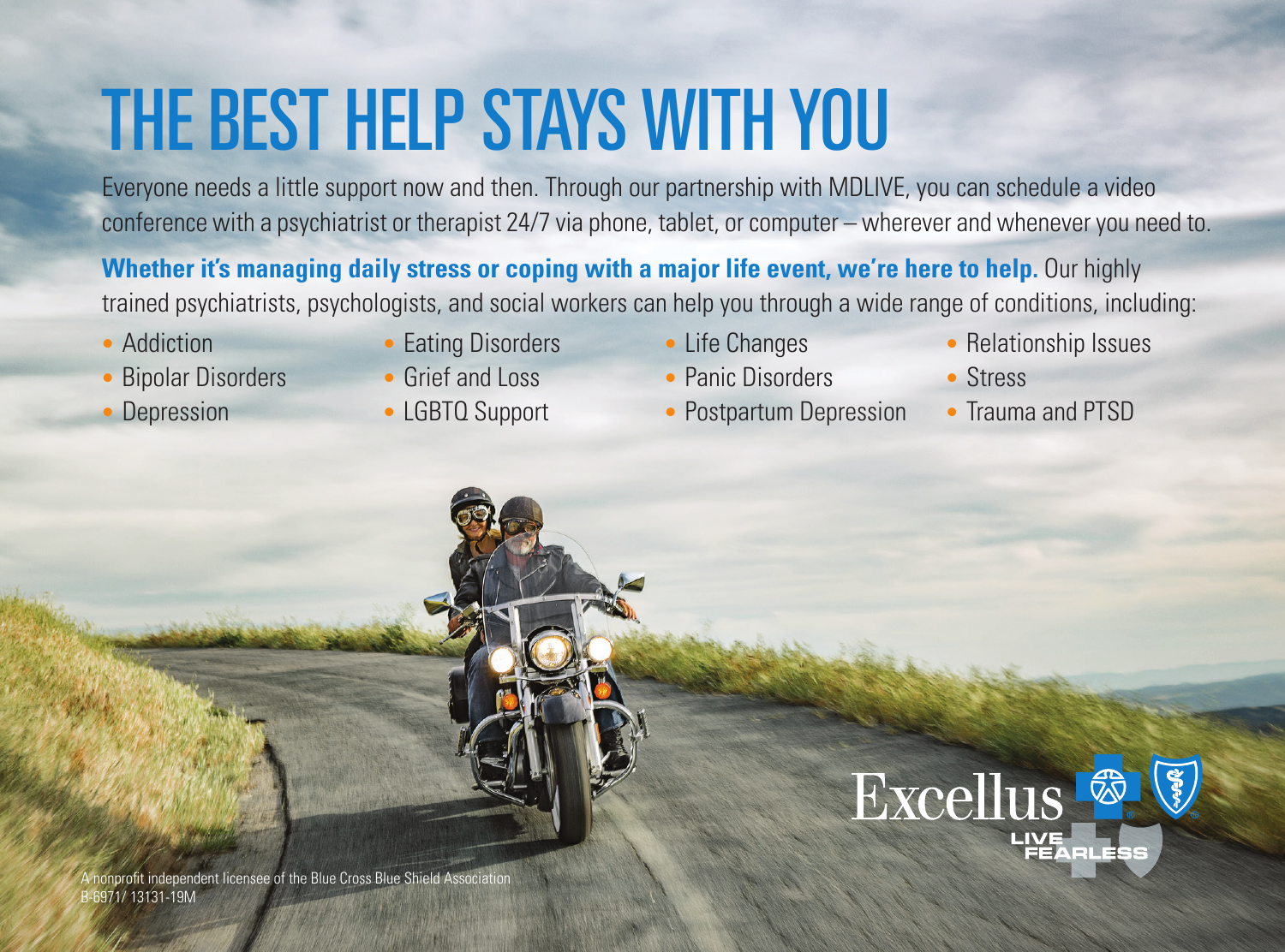# THE BEST HELP STAYS WITH YOU

Everyone needs a little support now and then. Through our partnership with MDLIVE, you can schedule a video conference with a psychiatrist or therapist 24/7 via phone, tablet, or computer – wherever and whenever you need to.

**Whether it's managing daily stress or coping with a major life event, we're here to help.** Our highly trained psychiatrists, psychologists, and social workers can help you through a wide range of conditions, including:

- Addiction
- Bipolar Disorders
- Depression
- Eating Disorders
- Grief and Loss
- LGBTQ Support
- Life Changes
- Panic Disorders
- Postpartum Depression
- Relationship Issues
- Stress
- Trauma and PTSD

Excellus LIVE FEARLESS

A nonprofit independent licensee of the Blue Cross Blue Shield Association
B-6971/ 13131-19M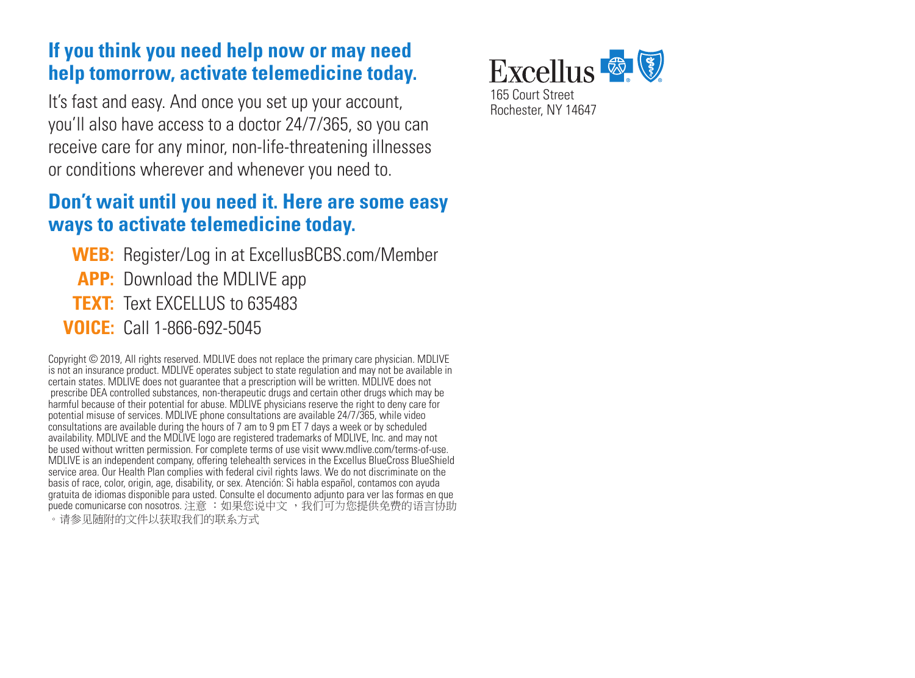## If you think you need help now or may need help tomorrow, activate telemedicine today.

It's fast and easy. And once you set up your account, you'll also have access to a doctor 24/7/365, so you can receive care for any minor, non-life-threatening illnesses or conditions wherever and whenever you need to.

## Don't wait until you need it. Here are some easy ways to activate telemedicine today.

**WEB:** Register/Log in at ExcellusBCBS.com/Member
**APP:** Download the MDLIVE app
**TEXT:** Text EXCELLUS to 635483
**VOICE:** Call 1-866-692-5045

Copyright © 2019, All rights reserved. MDLIVE does not replace the primary care physician. MDLIVE is not an insurance product. MDLIVE operates subject to state regulation and may not be available in certain states. MDLIVE does not guarantee that a prescription will be written. MDLIVE does not prescribe DEA controlled substances, non-therapeutic drugs and certain other drugs which may be harmful because of their potential for abuse. MDLIVE physicians reserve the right to deny care for potential misuse of services. MDLIVE phone consultations are available 24/7/365, while video consultations are available during the hours of 7 am to 9 pm ET 7 days a week or by scheduled availability. MDLIVE and the MDLIVE logo are registered trademarks of MDLIVE, Inc. and may not be used without written permission. For complete terms of use visit www.mdlive.com/terms-of-use. MDLIVE is an independent company, offering telehealth services in the Excellus BlueCross BlueShield service area. Our Health Plan complies with federal civil rights laws. We do not discriminate on the basis of race, color, origin, age, disability, or sex. Atención: Si habla español, contamos con ayuda gratuita de idiomas disponible para usted. Consulte el documento adjunto para ver las formas en que puede comunicarse con nosotros. 注意 ：如果您说中文 ，我们可为您提供免费的语言协助。请参见随附的文件以获取我们的联系方式

Excellus

165 Court Street
Rochester, NY 14647